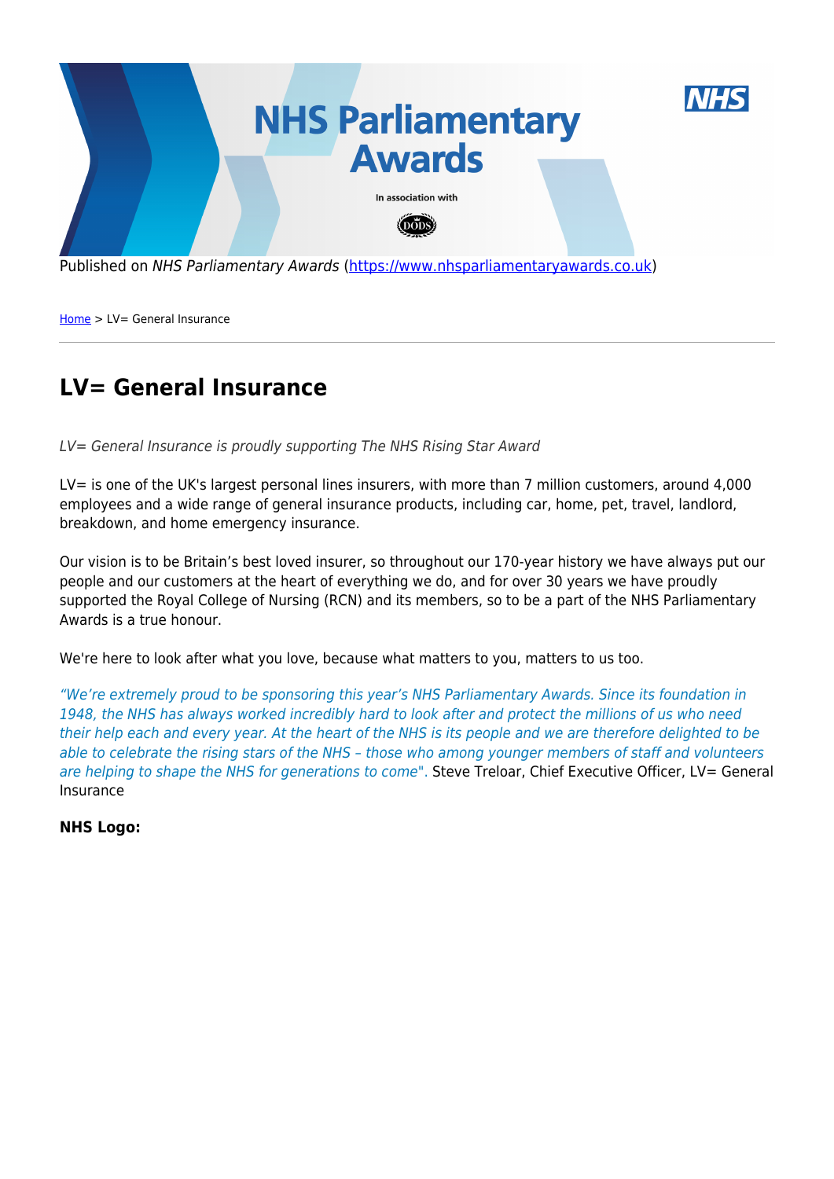Published on *NHS Parliamentary Awards* (https://www.nhsparliamentaryawards.co.uk)

Home > LV= General Insurance

# LV= General Insurance

*LV= General Insurance is proudly supporting The NHS Rising Star Award*

LV= is one of the UK's largest personal lines insurers, with more than 7 million customers, around 4,000 employees and a wide range of general insurance products, including car, home, pet, travel, landlord, breakdown, and home emergency insurance.

Our vision is to be Britain's best loved insurer, so throughout our 170-year history we have always put our people and our customers at the heart of everything we do, and for over 30 years we have proudly supported the Royal College of Nursing (RCN) and its members, so to be a part of the NHS Parliamentary Awards is a true honour.

We're here to look after what you love, because what matters to you, matters to us too.

*"We're extremely proud to be sponsoring this year's NHS Parliamentary Awards. Since its foundation in 1948, the NHS has always worked incredibly hard to look after and protect the millions of us who need their help each and every year. At the heart of the NHS is its people and we are therefore delighted to be able to celebrate the rising stars of the NHS – those who among younger members of staff and volunteers are helping to shape the NHS for generations to come".* Steve Treloar, Chief Executive Officer, LV= General Insurance

**NHS Logo:**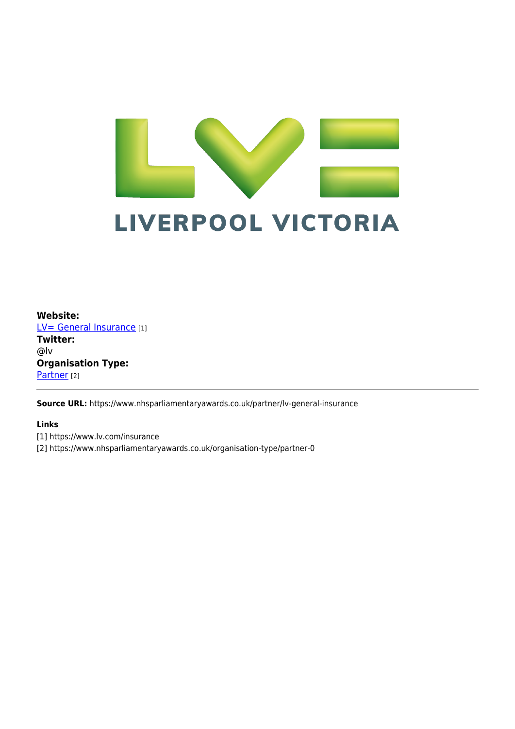LIVERPOOL VICTORIA

**Website:**
LV= General Insurance [1]
**Twitter:**
@lv
**Organisation Type:**
Partner [2]

---

**Source URL:** https://www.nhsparliamentaryawards.co.uk/partner/lv-general-insurance

**Links**
[1] https://www.lv.com/insurance
[2] https://www.nhsparliamentaryawards.co.uk/organisation-type/partner-0